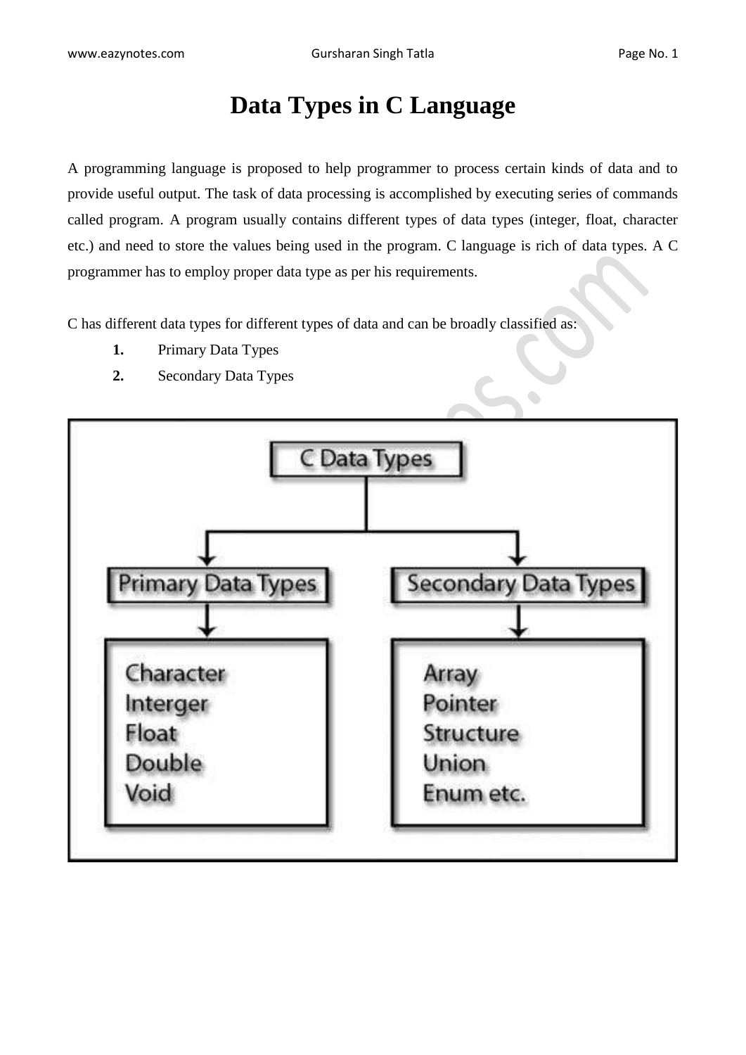# Data Types in C Language

A programming language is proposed to help programmer to process certain kinds of data and to provide useful output. The task of data processing is accomplished by executing series of commands called program. A program usually contains different types of data types (integer, float, character etc.) and need to store the values being used in the program. C language is rich of data types. A C programmer has to employ proper data type as per his requirements.

C has different data types for different types of data and can be broadly classified as:

1. Primary Data Types
2. Secondary Data Types

C Data Types

- Primary Data Types
  - Character
  - Interger
  - Float
  - Double
  - Void
- Secondary Data Types
  - Array
  - Pointer
  - Structure
  - Union
  - Enum etc.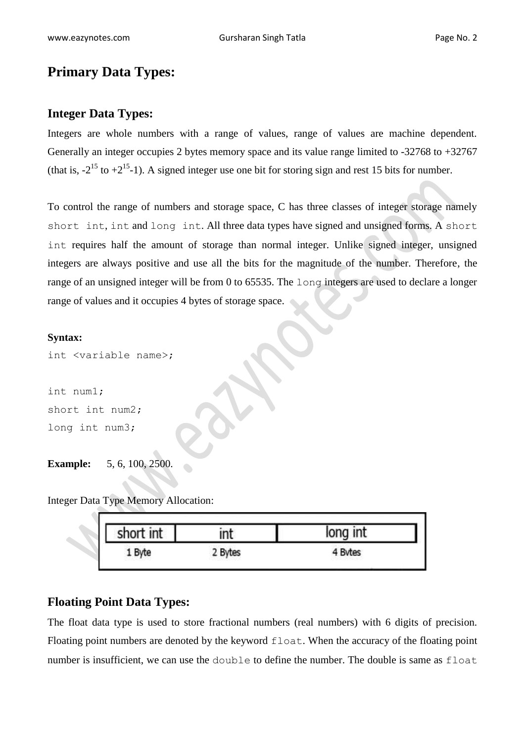# Primary Data Types:

## Integer Data Types:

Integers are whole numbers with a range of values, range of values are machine dependent. Generally an integer occupies 2 bytes memory space and its value range limited to -32768 to +32767 (that is, $-2^{15}$ to $+2^{15}-1$). A signed integer use one bit for storing sign and rest 15 bits for number.

To control the range of numbers and storage space, C has three classes of integer storage namely `short int`, `int` and `long int`. All three data types have signed and unsigned forms. A `short int` requires half the amount of storage than normal integer. Unlike signed integer, unsigned integers are always positive and use all the bits for the magnitude of the number. Therefore, the range of an unsigned integer will be from 0 to 65535. The `long` integers are used to declare a longer range of values and it occupies 4 bytes of storage space.

**Syntax:**

```
int <variable name>;

int num1;
short int num2;
long int num3;
```

**Example:** 5, 6, 100, 2500.

Integer Data Type Memory Allocation:

| short int | int | long int |
|---|---|---|
| 1 Byte | 2 Bytes | 4 Bytes |

## Floating Point Data Types:

The float data type is used to store fractional numbers (real numbers) with 6 digits of precision. Floating point numbers are denoted by the keyword `float`. When the accuracy of the floating point number is insufficient, we can use the `double` to define the number. The double is same as `float`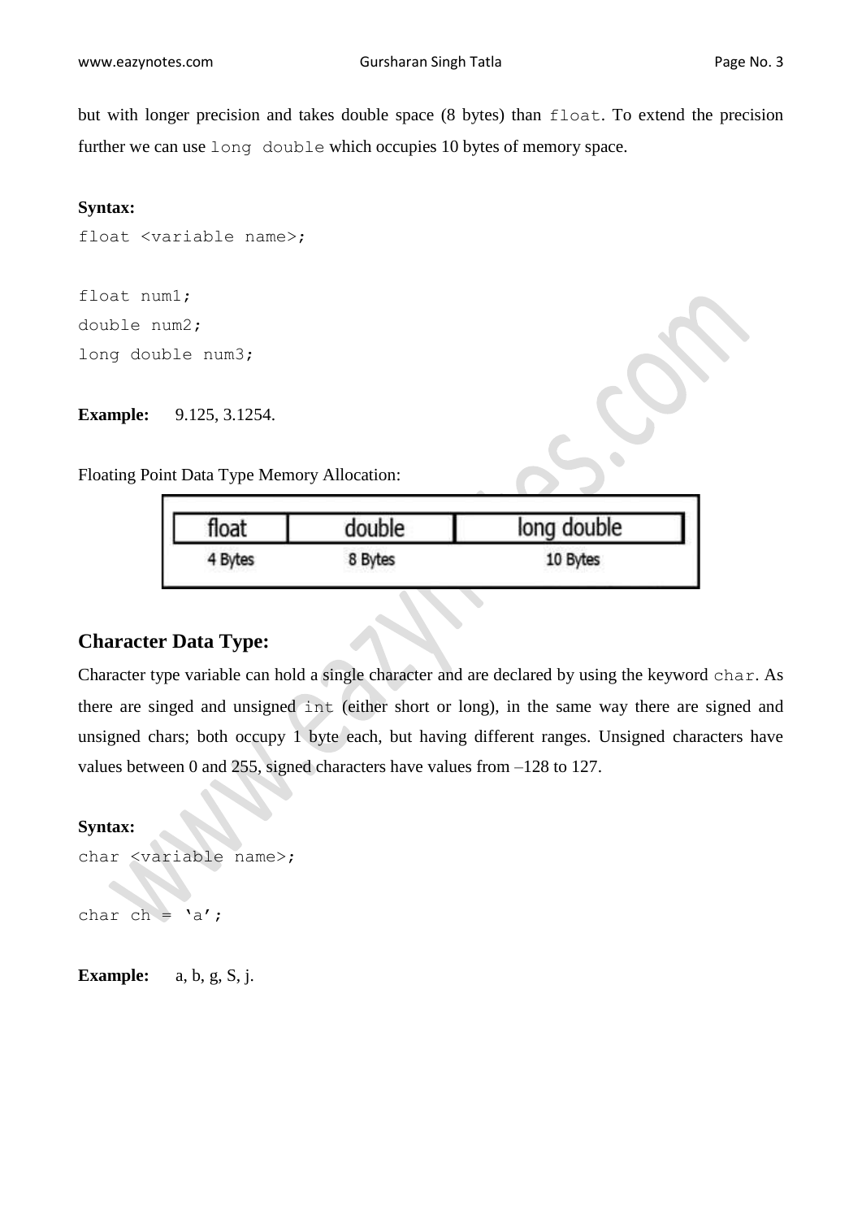but with longer precision and takes double space (8 bytes) than `float`. To extend the precision further we can use `long double` which occupies 10 bytes of memory space.

**Syntax:**

```
float <variable name>;

float num1;
double num2;
long double num3;
```

**Example:** 9.125, 3.1254.

Floating Point Data Type Memory Allocation:

| float | double | long double |
|---|---|---|
| 4 Bytes | 8 Bytes | 10 Bytes |

## Character Data Type:

Character type variable can hold a single character and are declared by using the keyword `char`. As there are singed and unsigned `int` (either short or long), in the same way there are signed and unsigned chars; both occupy 1 byte each, but having different ranges. Unsigned characters have values between 0 and 255, signed characters have values from –128 to 127.

**Syntax:**

```
char <variable name>;

char ch = 'a';
```

**Example:** a, b, g, S, j.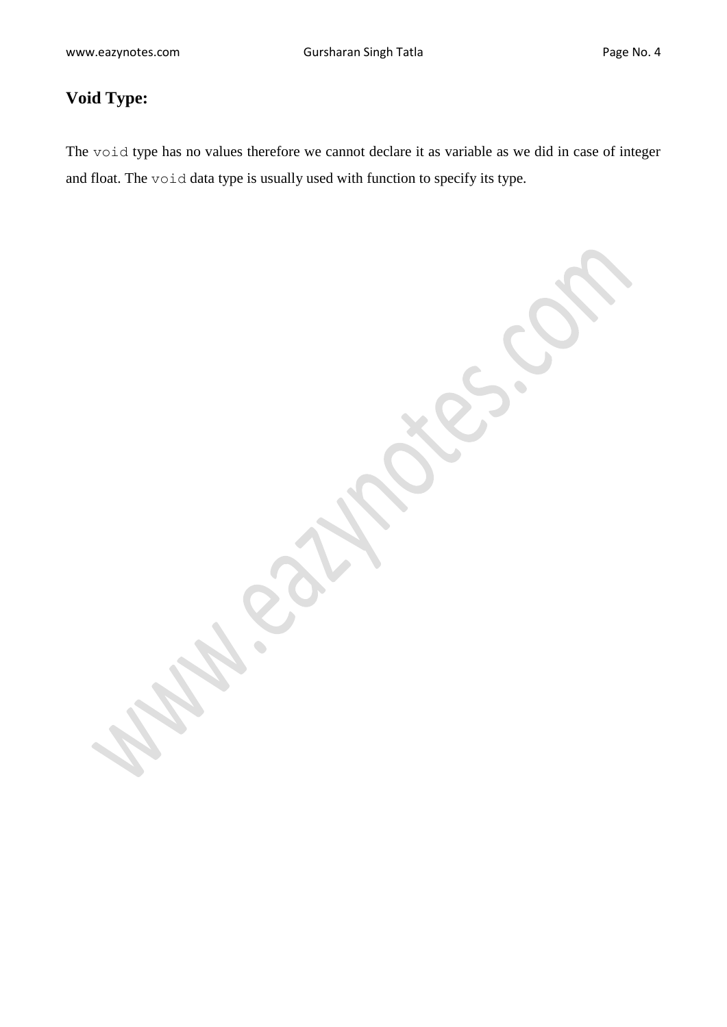## Void Type:

The `void` type has no values therefore we cannot declare it as variable as we did in case of integer and float. The `void` data type is usually used with function to specify its type.